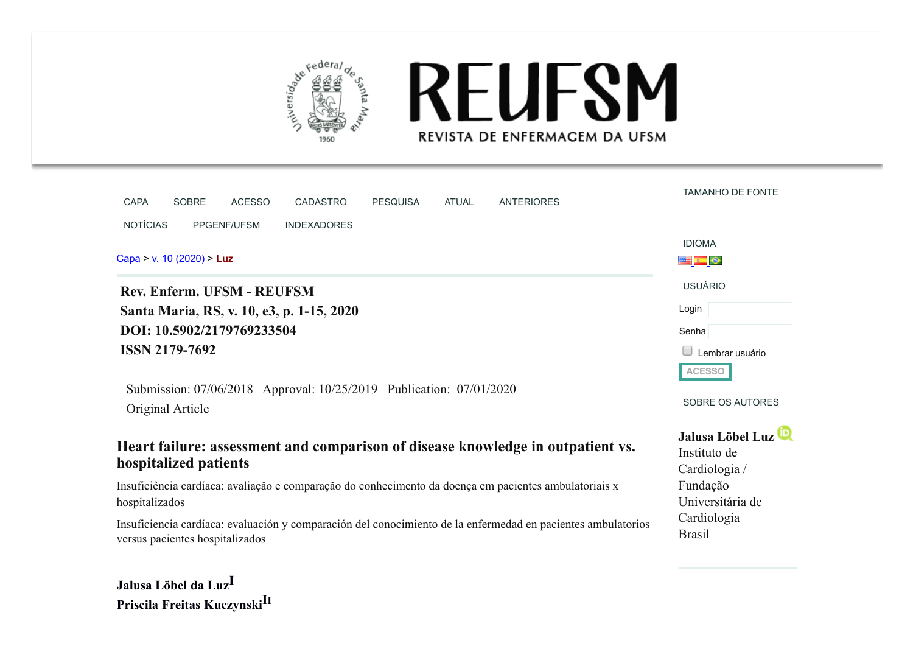Rev. Enferm. UFSM - REUFSM
Santa Maria, RS, v. 10, e3, p. 1-15, 2020
DOI: 10.5902/2179769233504
ISSN 2179-7692

Submission: 07/06/2018 Approval: 10/25/2019 Publication: 07/01/2020
Original Article

# Heart failure: assessment and comparison of disease knowledge in outpatient vs. hospitalized patients

Insuficiência cardíaca: avaliação e comparação do conhecimento da doença em pacientes ambulatoriais x hospitalizados

Insuficiencia cardíaca: evaluación y comparación del conocimiento de la enfermedad en pacientes ambulatorios versus pacientes hospitalizados

**Jalusa Löbel da Luz**[I]
**Priscila Freitas Kuczynski**[II]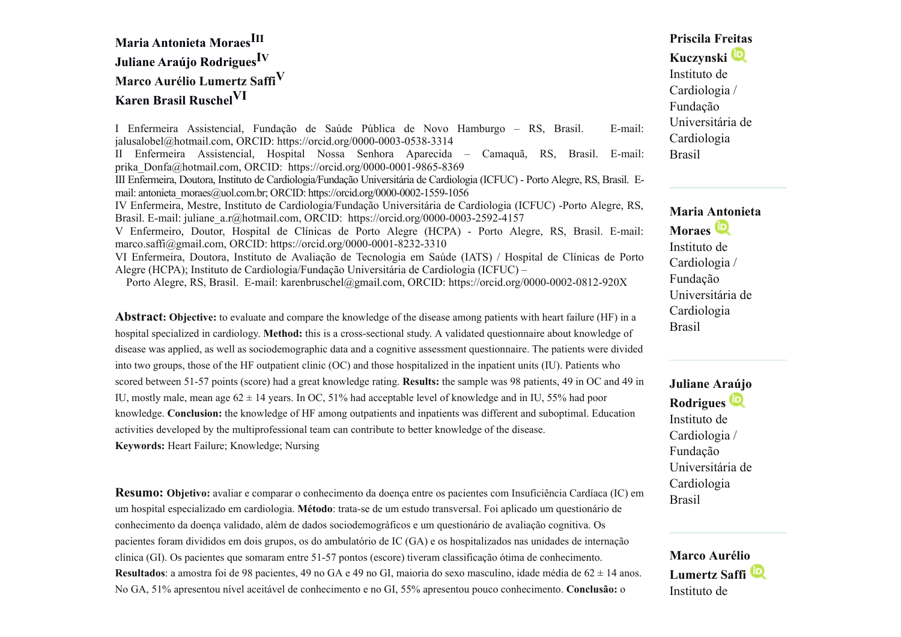**Maria Antonieta Moraes**[III]
**Juliane Araújo Rodrigues**[IV]
**Marco Aurélio Lumertz Saffi**[V]
**Karen Brasil Ruschel**[VI]

I Enfermeira Assistencial, Fundação de Saúde Pública de Novo Hamburgo – RS, Brasil. E-mail: jalusalobel@hotmail.com, ORCID: https://orcid.org/0000-0003-0538-3314
II Enfermeira Assistencial, Hospital Nossa Senhora Aparecida – Camaquã, RS, Brasil. E-mail: prika_Donfa@hotmail.com, ORCID: https://orcid.org/0000-0001-9865-8369
III Enfermeira, Doutora, Instituto de Cardiologia/Fundação Universitária de Cardiologia (ICFUC) - Porto Alegre, RS, Brasil. E-mail: antonieta_moraes@uol.com.br; ORCID: https://orcid.org/0000-0002-1559-1056
IV Enfermeira, Mestre, Instituto de Cardiologia/Fundação Universitária de Cardiologia (ICFUC) -Porto Alegre, RS, Brasil. E-mail: juliane_a.r@hotmail.com, ORCID: https://orcid.org/0000-0003-2592-4157
V Enfermeiro, Doutor, Hospital de Clínicas de Porto Alegre (HCPA) - Porto Alegre, RS, Brasil. E-mail: marco.saffi@gmail.com, ORCID: https://orcid.org/0000-0001-8232-3310
VI Enfermeira, Doutora, Instituto de Avaliação de Tecnologia em Saúde (IATS) / Hospital de Clínicas de Porto Alegre (HCPA); Instituto de Cardiologia/Fundação Universitária de Cardiologia (ICFUC) – Porto Alegre, RS, Brasil. E-mail: karenbruschel@gmail.com, ORCID: https://orcid.org/0000-0002-0812-920X

**Abstract: Objective:** to evaluate and compare the knowledge of the disease among patients with heart failure (HF) in a hospital specialized in cardiology. **Method:** this is a cross-sectional study. A validated questionnaire about knowledge of disease was applied, as well as sociodemographic data and a cognitive assessment questionnaire. The patients were divided into two groups, those of the HF outpatient clinic (OC) and those hospitalized in the inpatient units (IU). Patients who scored between 51-57 points (score) had a great knowledge rating. **Results:** the sample was 98 patients, 49 in OC and 49 in IU, mostly male, mean age 62 ± 14 years. In OC, 51% had acceptable level of knowledge and in IU, 55% had poor knowledge. **Conclusion:** the knowledge of HF among outpatients and inpatients was different and suboptimal. Education activities developed by the multiprofessional team can contribute to better knowledge of the disease.
**Keywords:** Heart Failure; Knowledge; Nursing

**Resumo: Objetivo:** avaliar e comparar o conhecimento da doença entre os pacientes com Insuficiência Cardíaca (IC) em um hospital especializado em cardiologia. **Método**: trata-se de um estudo transversal. Foi aplicado um questionário de conhecimento da doença validado, além de dados sociodemográficos e um questionário de avaliação cognitiva. Os pacientes foram divididos em dois grupos, os do ambulatório de IC (GA) e os hospitalizados nas unidades de internação clínica (GI). Os pacientes que somaram entre 51-57 pontos (escore) tiveram classificação ótima de conhecimento. **Resultados**: a amostra foi de 98 pacientes, 49 no GA e 49 no GI, maioria do sexo masculino, idade média de 62 ± 14 anos. No GA, 51% apresentou nível aceitável de conhecimento e no GI, 55% apresentou pouco conhecimento. **Conclusão:** o

**Priscila Freitas Kuczynski**
Instituto de Cardiologia / Fundação Universitária de Cardiologia
Brasil

**Maria Antonieta Moraes**
Instituto de Cardiologia / Fundação Universitária de Cardiologia
Brasil

**Juliane Araújo Rodrigues**
Instituto de Cardiologia / Fundação Universitária de Cardiologia
Brasil

**Marco Aurélio Lumertz Saffi**
Instituto de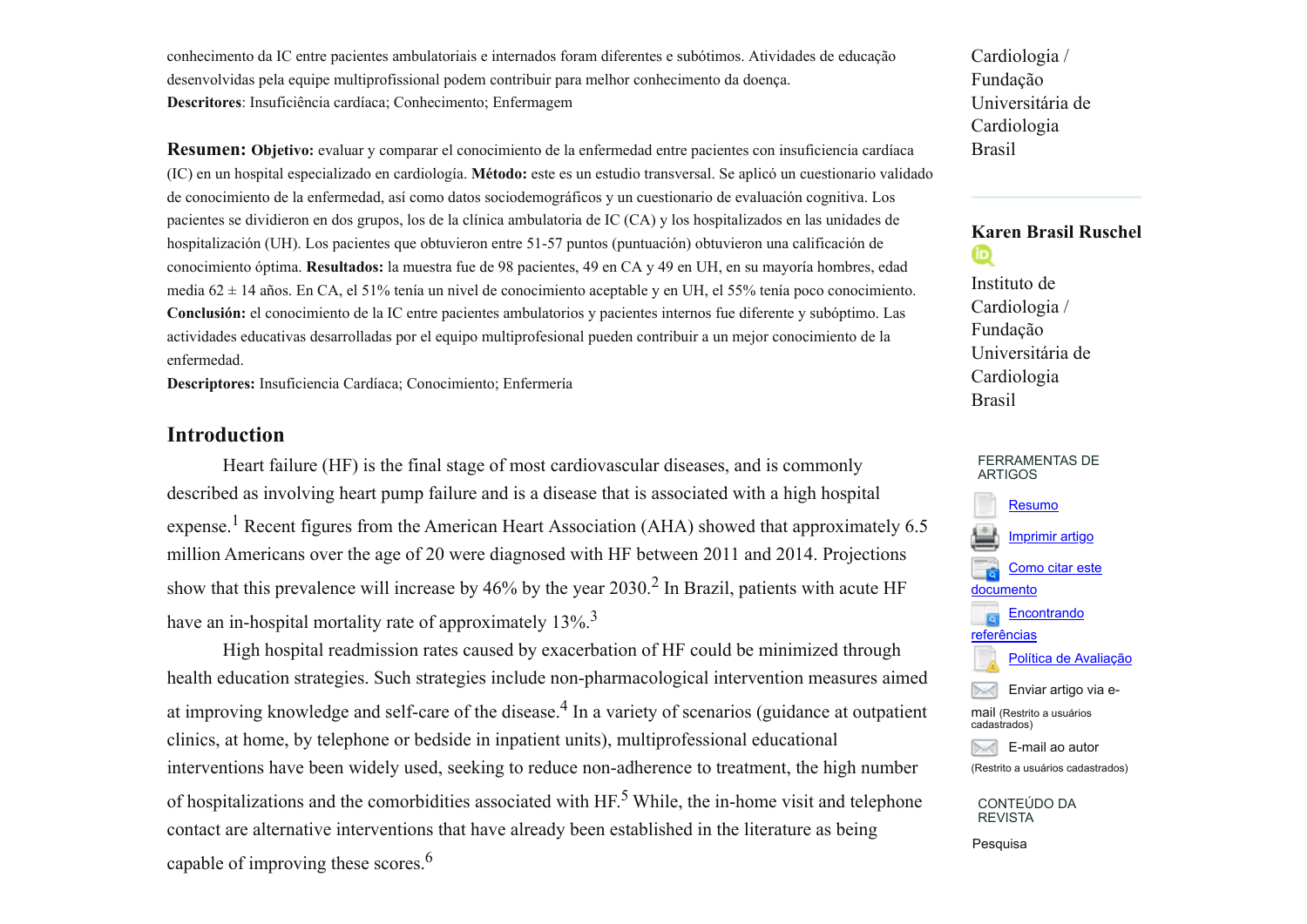conhecimento da IC entre pacientes ambulatoriais e internados foram diferentes e subótimos. Atividades de educação desenvolvidas pela equipe multiprofissional podem contribuir para melhor conhecimento da doença.
**Descritores**: Insuficiência cardíaca; Conhecimento; Enfermagem

**Resumen: Objetivo:** evaluar y comparar el conocimiento de la enfermedad entre pacientes con insuficiencia cardíaca (IC) en un hospital especializado en cardiología. **Método:** este es un estudio transversal. Se aplicó un cuestionario validado de conocimiento de la enfermedad, así como datos sociodemográficos y un cuestionario de evaluación cognitiva. Los pacientes se dividieron en dos grupos, los de la clínica ambulatoria de IC (CA) y los hospitalizados en las unidades de hospitalización (UH). Los pacientes que obtuvieron entre 51-57 puntos (puntuación) obtuvieron una calificación de conocimiento óptima. **Resultados:** la muestra fue de 98 pacientes, 49 en CA y 49 en UH, en su mayoría hombres, edad media 62 ± 14 años. En CA, el 51% tenía un nivel de conocimiento aceptable y en UH, el 55% tenía poco conocimiento. **Conclusión:** el conocimiento de la IC entre pacientes ambulatorios y pacientes internos fue diferente y subóptimo. Las actividades educativas desarrolladas por el equipo multiprofesional pueden contribuir a un mejor conocimiento de la enfermedad.
**Descriptores:** Insuficiencia Cardíaca; Conocimiento; Enfermería

## Introduction

Heart failure (HF) is the final stage of most cardiovascular diseases, and is commonly described as involving heart pump failure and is a disease that is associated with a high hospital expense.[1] Recent figures from the American Heart Association (AHA) showed that approximately 6.5 million Americans over the age of 20 were diagnosed with HF between 2011 and 2014. Projections show that this prevalence will increase by 46% by the year 2030.[2] In Brazil, patients with acute HF have an in-hospital mortality rate of approximately 13%.[3]

High hospital readmission rates caused by exacerbation of HF could be minimized through health education strategies. Such strategies include non-pharmacological intervention measures aimed at improving knowledge and self-care of the disease.[4] In a variety of scenarios (guidance at outpatient clinics, at home, by telephone or bedside in inpatient units), multiprofessional educational interventions have been widely used, seeking to reduce non-adherence to treatment, the high number of hospitalizations and the comorbidities associated with HF.[5] While, the in-home visit and telephone contact are alternative interventions that have already been established in the literature as being capable of improving these scores.[6]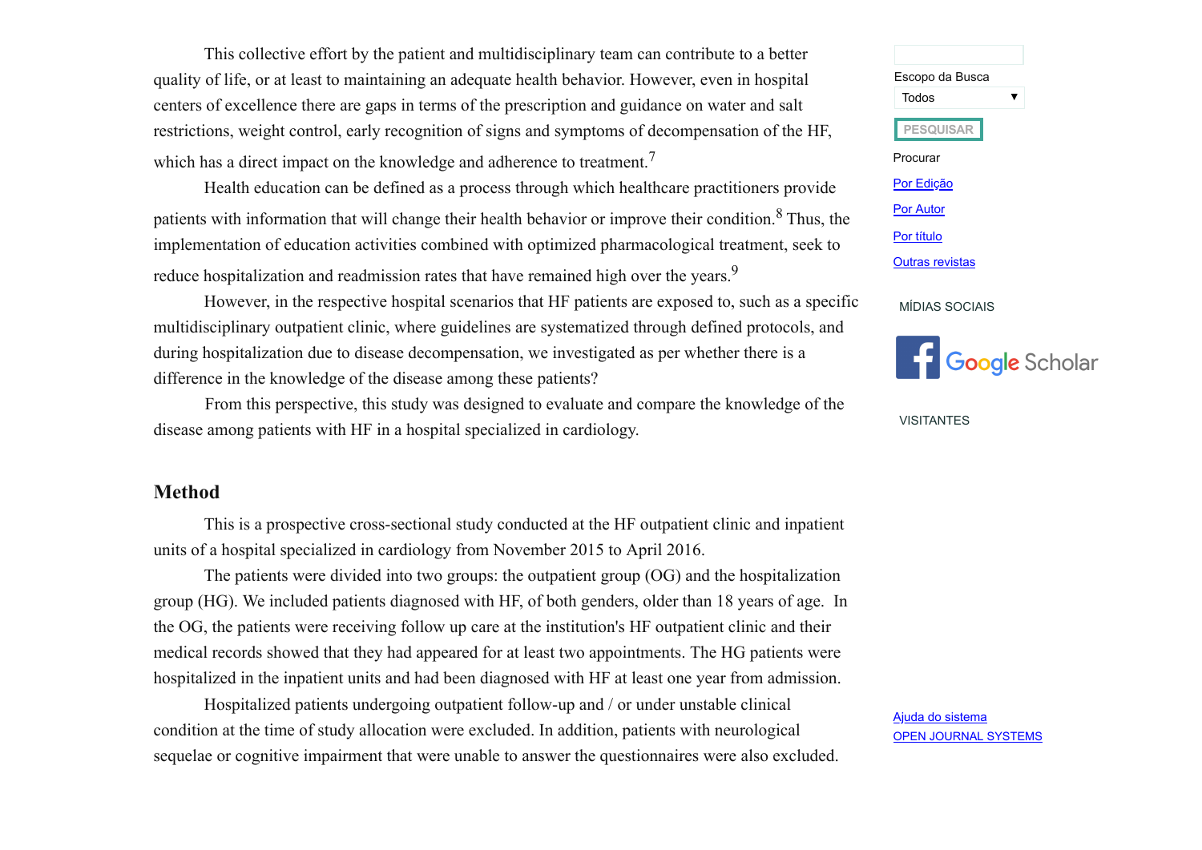This collective effort by the patient and multidisciplinary team can contribute to a better quality of life, or at least to maintaining an adequate health behavior. However, even in hospital centers of excellence there are gaps in terms of the prescription and guidance on water and salt restrictions, weight control, early recognition of signs and symptoms of decompensation of the HF, which has a direct impact on the knowledge and adherence to treatment.[7]

Health education can be defined as a process through which healthcare practitioners provide patients with information that will change their health behavior or improve their condition.[8] Thus, the implementation of education activities combined with optimized pharmacological treatment, seek to reduce hospitalization and readmission rates that have remained high over the years.[9]

However, in the respective hospital scenarios that HF patients are exposed to, such as a specific multidisciplinary outpatient clinic, where guidelines are systematized through defined protocols, and during hospitalization due to disease decompensation, we investigated as per whether there is a difference in the knowledge of the disease among these patients?

From this perspective, this study was designed to evaluate and compare the knowledge of the disease among patients with HF in a hospital specialized in cardiology.

## Method

This is a prospective cross-sectional study conducted at the HF outpatient clinic and inpatient units of a hospital specialized in cardiology from November 2015 to April 2016.

The patients were divided into two groups: the outpatient group (OG) and the hospitalization group (HG). We included patients diagnosed with HF, of both genders, older than 18 years of age. In the OG, the patients were receiving follow up care at the institution's HF outpatient clinic and their medical records showed that they had appeared for at least two appointments. The HG patients were hospitalized in the inpatient units and had been diagnosed with HF at least one year from admission.

Hospitalized patients undergoing outpatient follow-up and / or under unstable clinical condition at the time of study allocation were excluded. In addition, patients with neurological sequelae or cognitive impairment that were unable to answer the questionnaires were also excluded.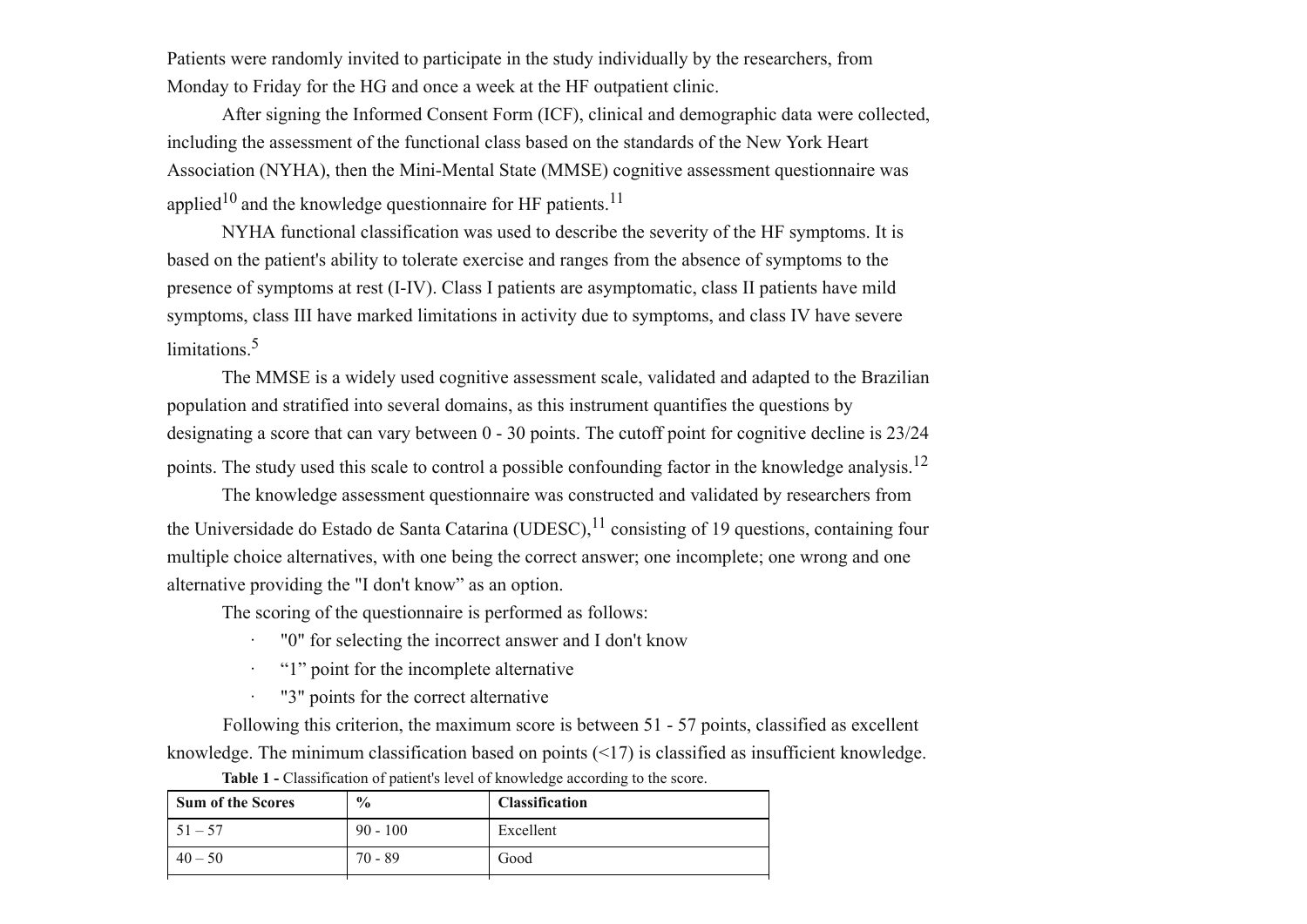Patients were randomly invited to participate in the study individually by the researchers, from Monday to Friday for the HG and once a week at the HF outpatient clinic.

After signing the Informed Consent Form (ICF), clinical and demographic data were collected, including the assessment of the functional class based on the standards of the New York Heart Association (NYHA), then the Mini-Mental State (MMSE) cognitive assessment questionnaire was applied[10] and the knowledge questionnaire for HF patients.[11]

NYHA functional classification was used to describe the severity of the HF symptoms. It is based on the patient's ability to tolerate exercise and ranges from the absence of symptoms to the presence of symptoms at rest (I-IV). Class I patients are asymptomatic, class II patients have mild symptoms, class III have marked limitations in activity due to symptoms, and class IV have severe limitations.[5]

The MMSE is a widely used cognitive assessment scale, validated and adapted to the Brazilian population and stratified into several domains, as this instrument quantifies the questions by designating a score that can vary between 0 - 30 points. The cutoff point for cognitive decline is 23/24 points. The study used this scale to control a possible confounding factor in the knowledge analysis.[12]

The knowledge assessment questionnaire was constructed and validated by researchers from the Universidade do Estado de Santa Catarina (UDESC),[11] consisting of 19 questions, containing four multiple choice alternatives, with one being the correct answer; one incomplete; one wrong and one alternative providing the "I don't know" as an option.

The scoring of the questionnaire is performed as follows:

- "0" for selecting the incorrect answer and I don't know
- "1" point for the incomplete alternative
- "3" points for the correct alternative

Following this criterion, the maximum score is between 51 - 57 points, classified as excellent knowledge. The minimum classification based on points (<17) is classified as insufficient knowledge.

**Table 1 -** Classification of patient's level of knowledge according to the score.

| Sum of the Scores | % | Classification |
|---|---|---|
| 51 – 57 | 90 - 100 | Excellent |
| 40 – 50 | 70 - 89 | Good |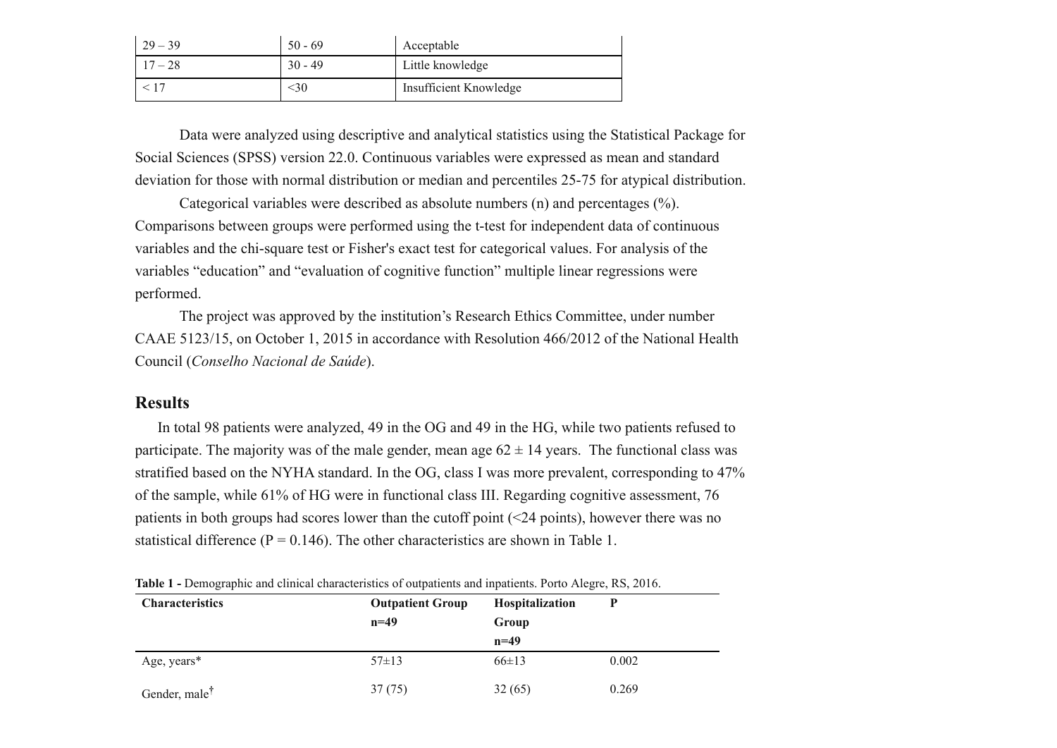| 29 – 39 | 50 - 69 | Acceptable |
|---|---|---|
| 17 – 28 | 30 - 49 | Little knowledge |
| < 17 | <30 | Insufficient Knowledge |

Data were analyzed using descriptive and analytical statistics using the Statistical Package for Social Sciences (SPSS) version 22.0. Continuous variables were expressed as mean and standard deviation for those with normal distribution or median and percentiles 25-75 for atypical distribution.

Categorical variables were described as absolute numbers (n) and percentages (%). Comparisons between groups were performed using the t-test for independent data of continuous variables and the chi-square test or Fisher's exact test for categorical values. For analysis of the variables "education" and "evaluation of cognitive function" multiple linear regressions were performed.

The project was approved by the institution's Research Ethics Committee, under number CAAE 5123/15, on October 1, 2015 in accordance with Resolution 466/2012 of the National Health Council (*Conselho Nacional de Saúde*).

## Results

In total 98 patients were analyzed, 49 in the OG and 49 in the HG, while two patients refused to participate. The majority was of the male gender, mean age 62 ± 14 years. The functional class was stratified based on the NYHA standard. In the OG, class I was more prevalent, corresponding to 47% of the sample, while 61% of HG were in functional class III. Regarding cognitive assessment, 76 patients in both groups had scores lower than the cutoff point (<24 points), however there was no statistical difference (P = 0.146). The other characteristics are shown in Table 1.

**Table 1 -** Demographic and clinical characteristics of outpatients and inpatients. Porto Alegre, RS, 2016.

| Characteristics | Outpatient Group n=49 | Hospitalization Group n=49 | P |
|---|---|---|---|
| Age, years* | 57±13 | 66±13 | 0.002 |
| Gender, male† | 37 (75) | 32 (65) | 0.269 |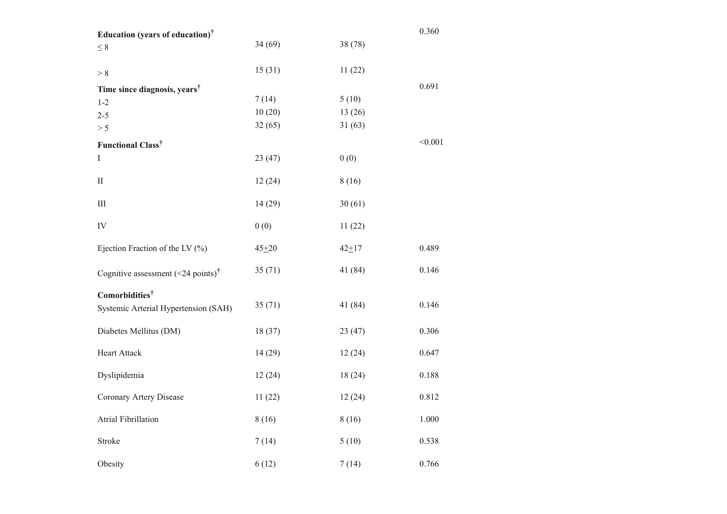| | | | |
|---|---|---|---|
| **Education (years of education)**† | | | 0.360 |
| ≤ 8 | 34 (69) | 38 (78) | |
| > 8 | 15 (31) | 11 (22) | |
| **Time since diagnosis, years**† | | | 0.691 |
| 1-2 | 7 (14) | 5 (10) | |
| 2-5 | 10 (20) | 13 (26) | |
| > 5 | 32 (65) | 31 (63) | |
| **Functional Class**† | | | <0.001 |
| I | 23 (47) | 0 (0) | |
| II | 12 (24) | 8 (16) | |
| III | 14 (29) | 30 (61) | |
| IV | 0 (0) | 11 (22) | |
| Ejection Fraction of the LV (%) | 45±20 | 42±17 | 0.489 |
| Cognitive assessment (<24 points)† | 35 (71) | 41 (84) | 0.146 |
| **Comorbidities**† | | | |
| Systemic Arterial Hypertension (SAH) | 35 (71) | 41 (84) | 0.146 |
| Diabetes Mellitus (DM) | 18 (37) | 23 (47) | 0.306 |
| Heart Attack | 14 (29) | 12 (24) | 0.647 |
| Dyslipidemia | 12 (24) | 18 (24) | 0.188 |
| Coronary Artery Disease | 11 (22) | 12 (24) | 0.812 |
| Atrial Fibrillation | 8 (16) | 8 (16) | 1.000 |
| Stroke | 7 (14) | 5 (10) | 0.538 |
| Obesity | 6 (12) | 7 (14) | 0.766 |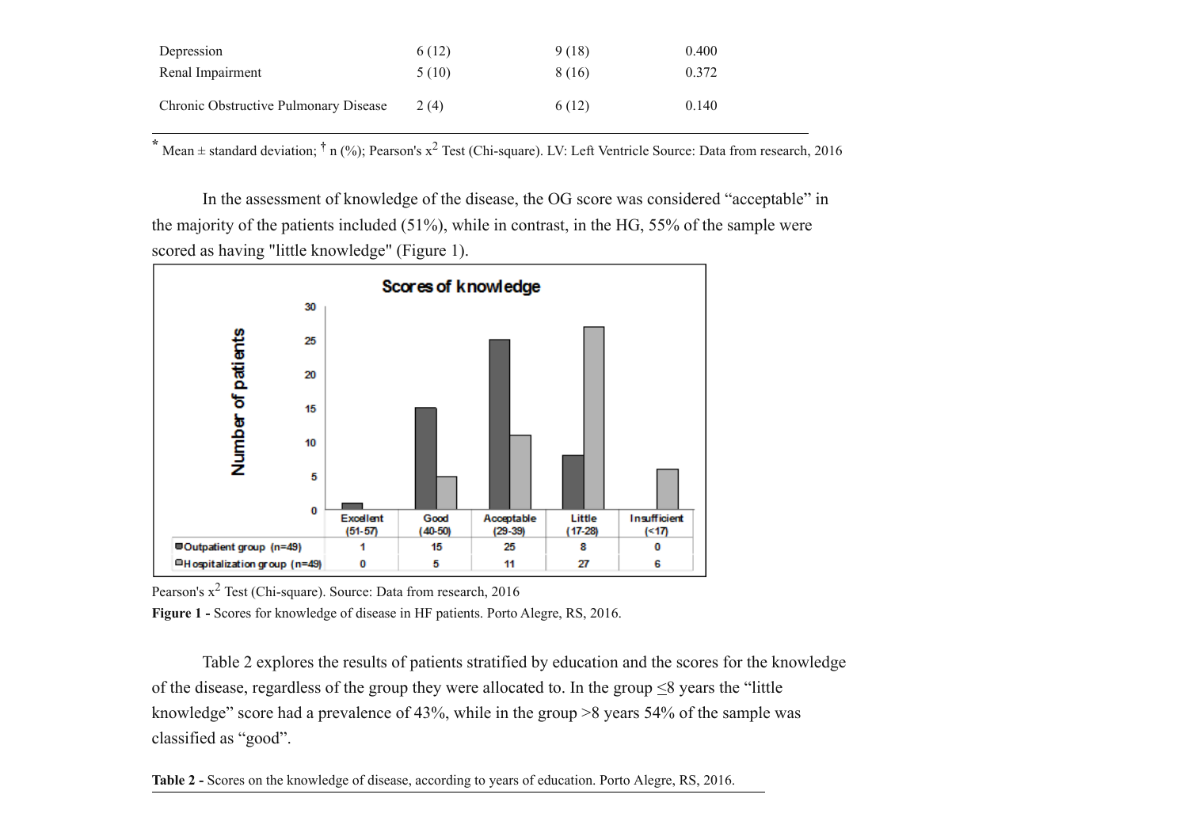| | | | |
|---|---|---|---|
| Depression | 6 (12) | 9 (18) | 0.400 |
| Renal Impairment | 5 (10) | 8 (16) | 0.372 |
| Chronic Obstructive Pulmonary Disease | 2 (4) | 6 (12) | 0.140 |

[*] Mean ± standard deviation; [†] n (%); Pearson's $x^2$ Test (Chi-square). LV: Left Ventricle Source: Data from research, 2016

In the assessment of knowledge of the disease, the OG score was considered "acceptable" in the majority of the patients included (51%), while in contrast, in the HG, 55% of the sample were scored as having "little knowledge" (Figure 1).

**Scores of knowledge**

| | Excellent (51-57) | Good (40-50) | Acceptable (29-39) | Little (17-28) | Insufficient (<17) |
|---|---|---|---|---|---|
| Outpatient group (n=49) | 1 | 15 | 25 | 8 | 0 |
| Hospitalization group (n=49) | 0 | 5 | 11 | 27 | 6 |

Pearson's $x^2$ Test (Chi-square). Source: Data from research, 2016

**Figure 1 -** Scores for knowledge of disease in HF patients. Porto Alegre, RS, 2016.

Table 2 explores the results of patients stratified by education and the scores for the knowledge of the disease, regardless of the group they were allocated to. In the group ≤8 years the "little knowledge" score had a prevalence of 43%, while in the group >8 years 54% of the sample was classified as "good".

**Table 2 -** Scores on the knowledge of disease, according to years of education. Porto Alegre, RS, 2016.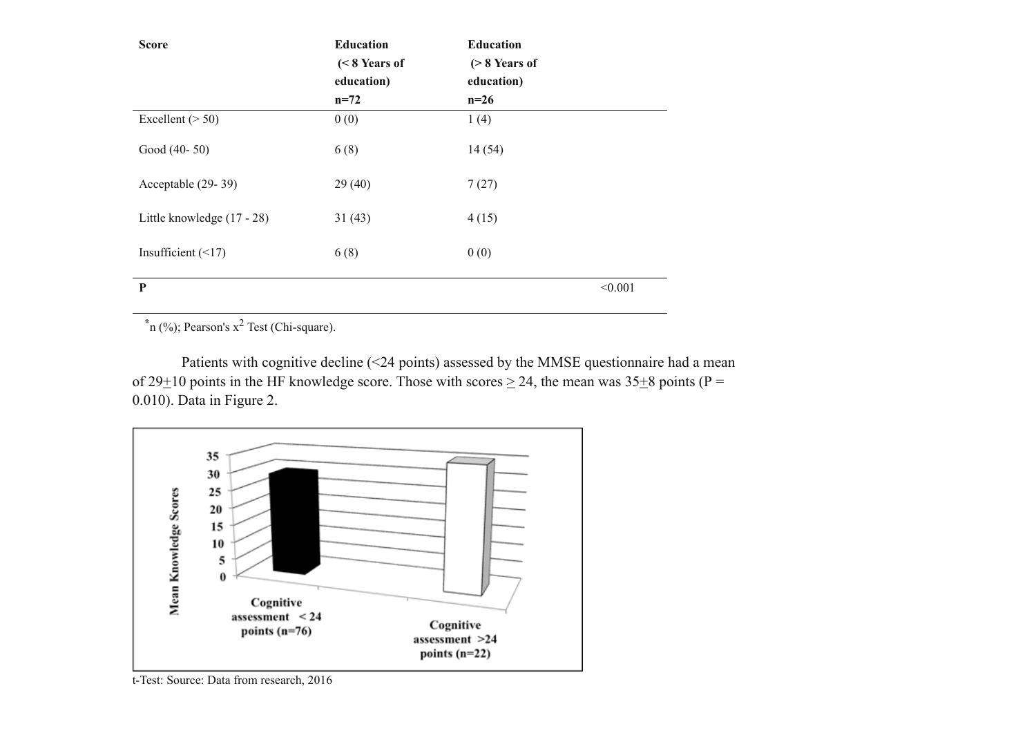| Score | Education (< 8 Years of education) n=72 | Education (> 8 Years of education) n=26 | |
|---|---|---|---|
| Excellent (> 50) | 0 (0) | 1 (4) | |
| Good (40- 50) | 6 (8) | 14 (54) | |
| Acceptable (29- 39) | 29 (40) | 7 (27) | |
| Little knowledge (17 - 28) | 31 (43) | 4 (15) | |
| Insufficient (<17) | 6 (8) | 0 (0) | |
| **P** | | | <0.001 |

*n (%); Pearson's $x^2$ Test (Chi-square).

Patients with cognitive decline (<24 points) assessed by the MMSE questionnaire had a mean of 29±10 points in the HF knowledge score. Those with scores ≥ 24, the mean was 35±8 points (P = 0.010). Data in Figure 2.

t-Test: Source: Data from research, 2016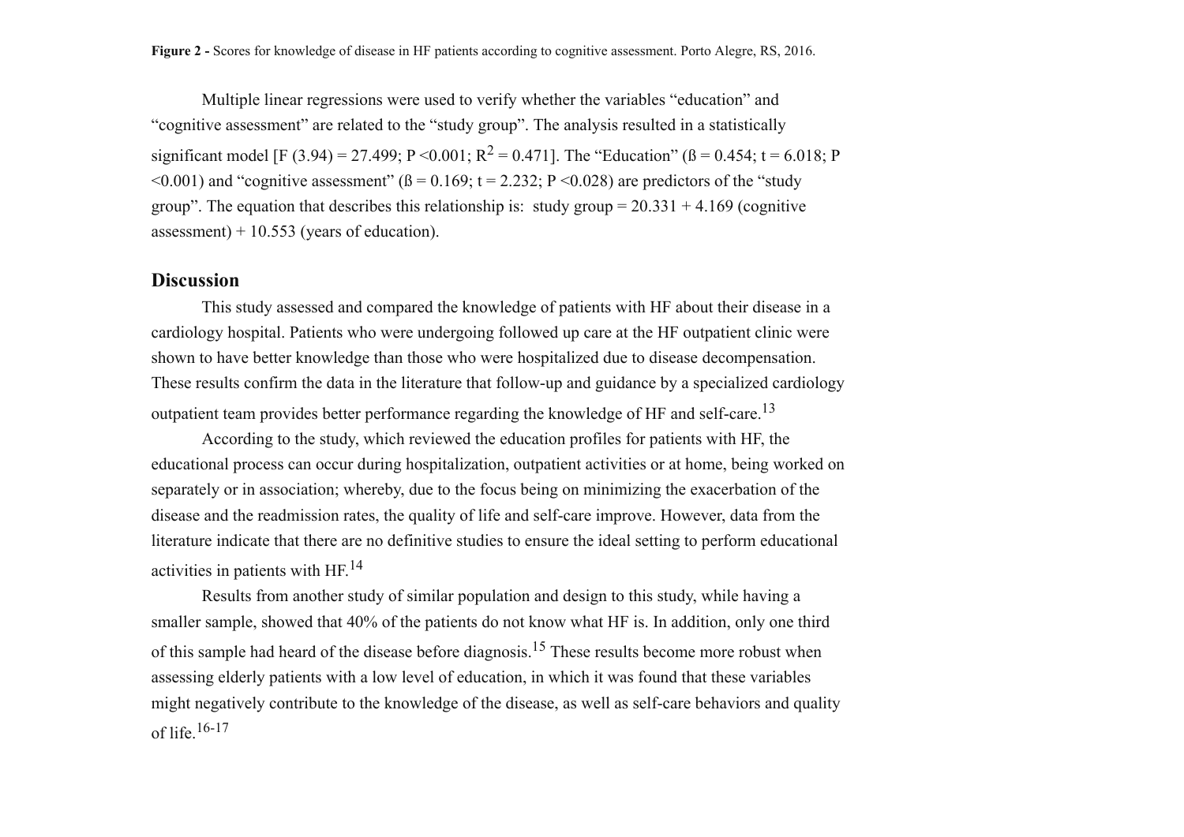**Figure 2 -** Scores for knowledge of disease in HF patients according to cognitive assessment. Porto Alegre, RS, 2016.

Multiple linear regressions were used to verify whether the variables "education" and "cognitive assessment" are related to the "study group". The analysis resulted in a statistically significant model [$F (3.94) = 27.499$; $P < 0.001$; $R^2 = 0.471$]. The "Education" ($ß = 0.454$; $t = 6.018$; $P < 0.001$) and "cognitive assessment" ($ß = 0.169$; $t = 2.232$; $P < 0.028$) are predictors of the "study group". The equation that describes this relationship is: study group = 20.331 + 4.169 (cognitive assessment) + 10.553 (years of education).

## Discussion

This study assessed and compared the knowledge of patients with HF about their disease in a cardiology hospital. Patients who were undergoing followed up care at the HF outpatient clinic were shown to have better knowledge than those who were hospitalized due to disease decompensation. These results confirm the data in the literature that follow-up and guidance by a specialized cardiology outpatient team provides better performance regarding the knowledge of HF and self-care.[13]

According to the study, which reviewed the education profiles for patients with HF, the educational process can occur during hospitalization, outpatient activities or at home, being worked on separately or in association; whereby, due to the focus being on minimizing the exacerbation of the disease and the readmission rates, the quality of life and self-care improve. However, data from the literature indicate that there are no definitive studies to ensure the ideal setting to perform educational activities in patients with HF.[14]

Results from another study of similar population and design to this study, while having a smaller sample, showed that 40% of the patients do not know what HF is. In addition, only one third of this sample had heard of the disease before diagnosis.[15] These results become more robust when assessing elderly patients with a low level of education, in which it was found that these variables might negatively contribute to the knowledge of the disease, as well as self-care behaviors and quality of life.[16-17]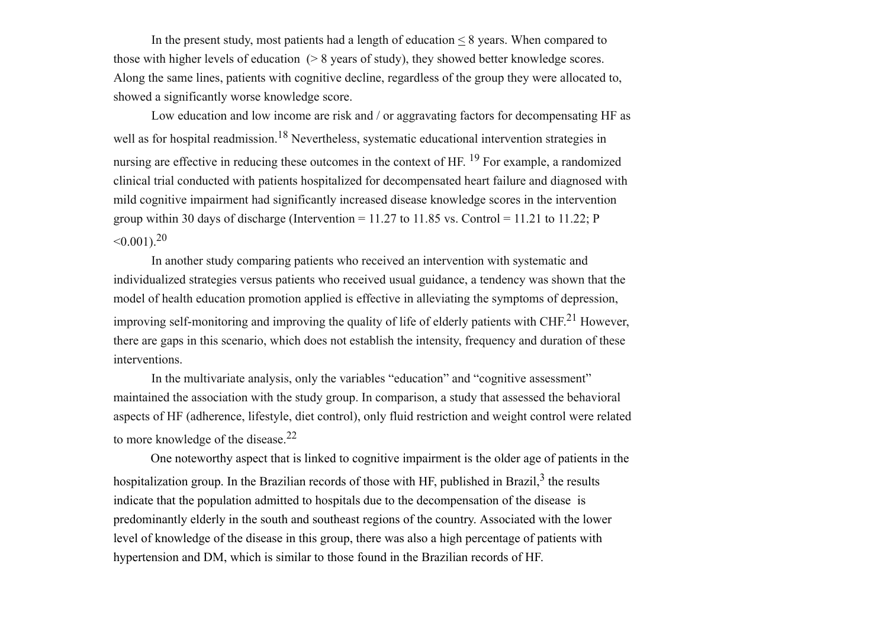In the present study, most patients had a length of education $\leq$ 8 years. When compared to those with higher levels of education (> 8 years of study), they showed better knowledge scores. Along the same lines, patients with cognitive decline, regardless of the group they were allocated to, showed a significantly worse knowledge score.

Low education and low income are risk and / or aggravating factors for decompensating HF as well as for hospital readmission.[18] Nevertheless, systematic educational intervention strategies in nursing are effective in reducing these outcomes in the context of HF. [19] For example, a randomized clinical trial conducted with patients hospitalized for decompensated heart failure and diagnosed with mild cognitive impairment had significantly increased disease knowledge scores in the intervention group within 30 days of discharge (Intervention = 11.27 to 11.85 vs. Control = 11.21 to 11.22; P <0.001).[20]

In another study comparing patients who received an intervention with systematic and individualized strategies versus patients who received usual guidance, a tendency was shown that the model of health education promotion applied is effective in alleviating the symptoms of depression, improving self-monitoring and improving the quality of life of elderly patients with CHF.[21] However, there are gaps in this scenario, which does not establish the intensity, frequency and duration of these interventions.

In the multivariate analysis, only the variables "education" and "cognitive assessment" maintained the association with the study group. In comparison, a study that assessed the behavioral aspects of HF (adherence, lifestyle, diet control), only fluid restriction and weight control were related to more knowledge of the disease.[22]

One noteworthy aspect that is linked to cognitive impairment is the older age of patients in the hospitalization group. In the Brazilian records of those with HF, published in Brazil,[3] the results indicate that the population admitted to hospitals due to the decompensation of the disease is predominantly elderly in the south and southeast regions of the country. Associated with the lower level of knowledge of the disease in this group, there was also a high percentage of patients with hypertension and DM, which is similar to those found in the Brazilian records of HF.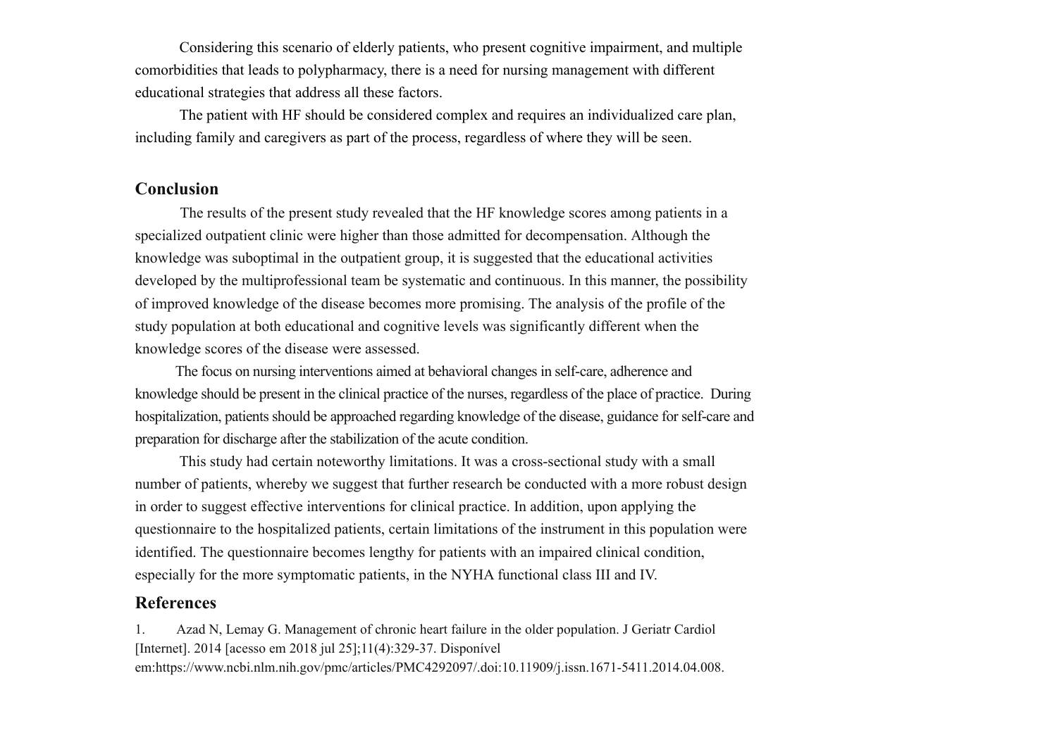Considering this scenario of elderly patients, who present cognitive impairment, and multiple comorbidities that leads to polypharmacy, there is a need for nursing management with different educational strategies that address all these factors.

The patient with HF should be considered complex and requires an individualized care plan, including family and caregivers as part of the process, regardless of where they will be seen.

## Conclusion

The results of the present study revealed that the HF knowledge scores among patients in a specialized outpatient clinic were higher than those admitted for decompensation. Although the knowledge was suboptimal in the outpatient group, it is suggested that the educational activities developed by the multiprofessional team be systematic and continuous. In this manner, the possibility of improved knowledge of the disease becomes more promising. The analysis of the profile of the study population at both educational and cognitive levels was significantly different when the knowledge scores of the disease were assessed.

The focus on nursing interventions aimed at behavioral changes in self-care, adherence and knowledge should be present in the clinical practice of the nurses, regardless of the place of practice. During hospitalization, patients should be approached regarding knowledge of the disease, guidance for self-care and preparation for discharge after the stabilization of the acute condition.

This study had certain noteworthy limitations. It was a cross-sectional study with a small number of patients, whereby we suggest that further research be conducted with a more robust design in order to suggest effective interventions for clinical practice. In addition, upon applying the questionnaire to the hospitalized patients, certain limitations of the instrument in this population were identified. The questionnaire becomes lengthy for patients with an impaired clinical condition, especially for the more symptomatic patients, in the NYHA functional class III and IV.

## References

1. Azad N, Lemay G. Management of chronic heart failure in the older population. J Geriatr Cardiol [Internet]. 2014 [acesso em 2018 jul 25];11(4):329-37. Disponível em:https://www.ncbi.nlm.nih.gov/pmc/articles/PMC4292097/.doi:10.11909/j.issn.1671-5411.2014.04.008.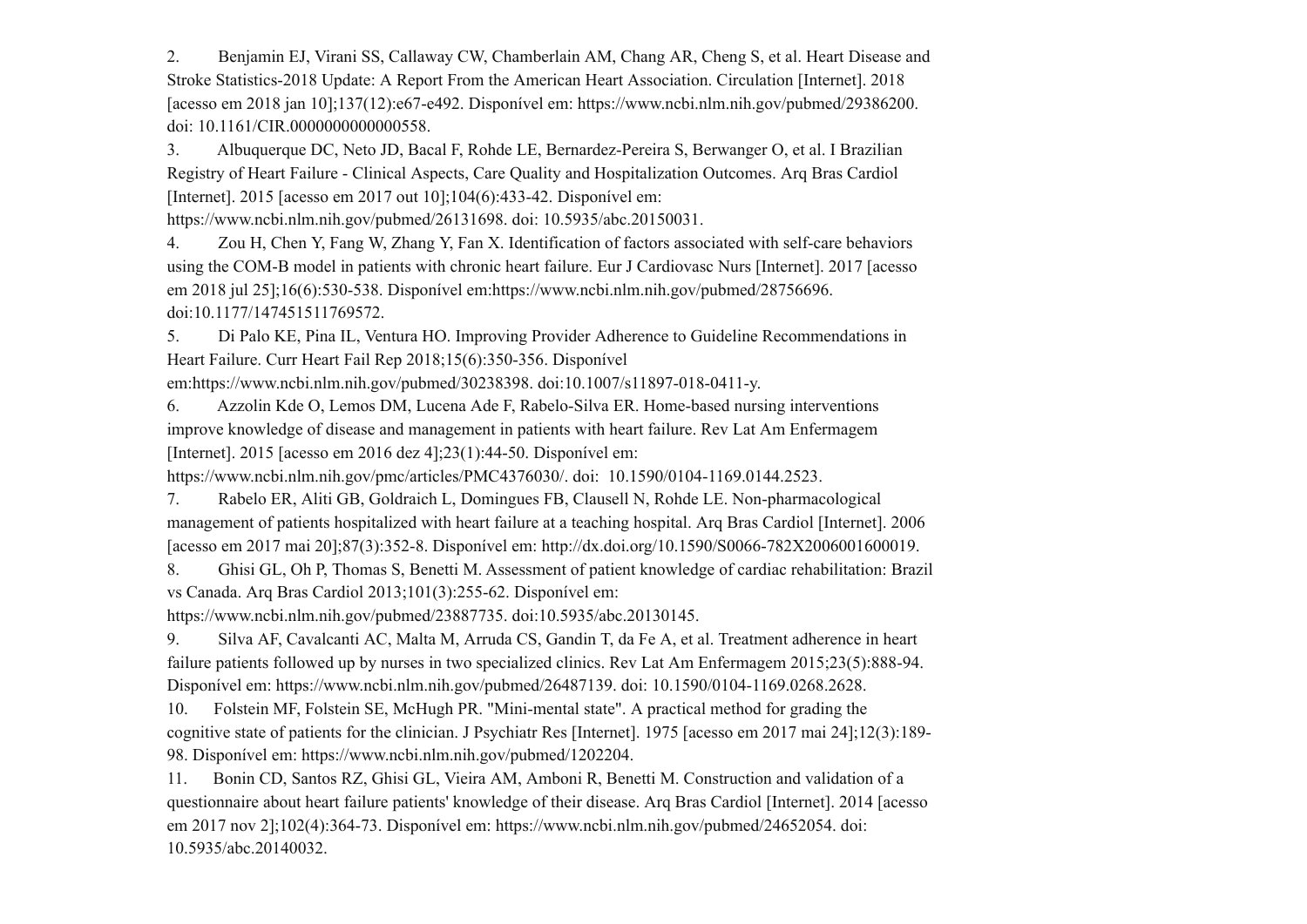2. Benjamin EJ, Virani SS, Callaway CW, Chamberlain AM, Chang AR, Cheng S, et al. Heart Disease and Stroke Statistics-2018 Update: A Report From the American Heart Association. Circulation [Internet]. 2018 [acesso em 2018 jan 10];137(12):e67-e492. Disponível em: https://www.ncbi.nlm.nih.gov/pubmed/29386200. doi: 10.1161/CIR.0000000000000558.

3. Albuquerque DC, Neto JD, Bacal F, Rohde LE, Bernardez-Pereira S, Berwanger O, et al. I Brazilian Registry of Heart Failure - Clinical Aspects, Care Quality and Hospitalization Outcomes. Arq Bras Cardiol [Internet]. 2015 [acesso em 2017 out 10];104(6):433-42. Disponível em: https://www.ncbi.nlm.nih.gov/pubmed/26131698. doi: 10.5935/abc.20150031.

4. Zou H, Chen Y, Fang W, Zhang Y, Fan X. Identification of factors associated with self-care behaviors using the COM-B model in patients with chronic heart failure. Eur J Cardiovasc Nurs [Internet]. 2017 [acesso em 2018 jul 25];16(6):530-538. Disponível em:https://www.ncbi.nlm.nih.gov/pubmed/28756696. doi:10.1177/147451511769572.

5. Di Palo KE, Pina IL, Ventura HO. Improving Provider Adherence to Guideline Recommendations in Heart Failure. Curr Heart Fail Rep 2018;15(6):350-356. Disponível em:https://www.ncbi.nlm.nih.gov/pubmed/30238398. doi:10.1007/s11897-018-0411-y.

6. Azzolin Kde O, Lemos DM, Lucena Ade F, Rabelo-Silva ER. Home-based nursing interventions improve knowledge of disease and management in patients with heart failure. Rev Lat Am Enfermagem [Internet]. 2015 [acesso em 2016 dez 4];23(1):44-50. Disponível em: https://www.ncbi.nlm.nih.gov/pmc/articles/PMC4376030/. doi: 10.1590/0104-1169.0144.2523.

7. Rabelo ER, Aliti GB, Goldraich L, Domingues FB, Clausell N, Rohde LE. Non-pharmacological management of patients hospitalized with heart failure at a teaching hospital. Arq Bras Cardiol [Internet]. 2006 [acesso em 2017 mai 20];87(3):352-8. Disponível em: http://dx.doi.org/10.1590/S0066-782X2006001600019.

8. Ghisi GL, Oh P, Thomas S, Benetti M. Assessment of patient knowledge of cardiac rehabilitation: Brazil vs Canada. Arq Bras Cardiol 2013;101(3):255-62. Disponível em: https://www.ncbi.nlm.nih.gov/pubmed/23887735. doi:10.5935/abc.20130145.

9. Silva AF, Cavalcanti AC, Malta M, Arruda CS, Gandin T, da Fe A, et al. Treatment adherence in heart failure patients followed up by nurses in two specialized clinics. Rev Lat Am Enfermagem 2015;23(5):888-94. Disponível em: https://www.ncbi.nlm.nih.gov/pubmed/26487139. doi: 10.1590/0104-1169.0268.2628.

10. Folstein MF, Folstein SE, McHugh PR. "Mini-mental state". A practical method for grading the cognitive state of patients for the clinician. J Psychiatr Res [Internet]. 1975 [acesso em 2017 mai 24];12(3):189-98. Disponível em: https://www.ncbi.nlm.nih.gov/pubmed/1202204.

11. Bonin CD, Santos RZ, Ghisi GL, Vieira AM, Amboni R, Benetti M. Construction and validation of a questionnaire about heart failure patients' knowledge of their disease. Arq Bras Cardiol [Internet]. 2014 [acesso em 2017 nov 2];102(4):364-73. Disponível em: https://www.ncbi.nlm.nih.gov/pubmed/24652054. doi: 10.5935/abc.20140032.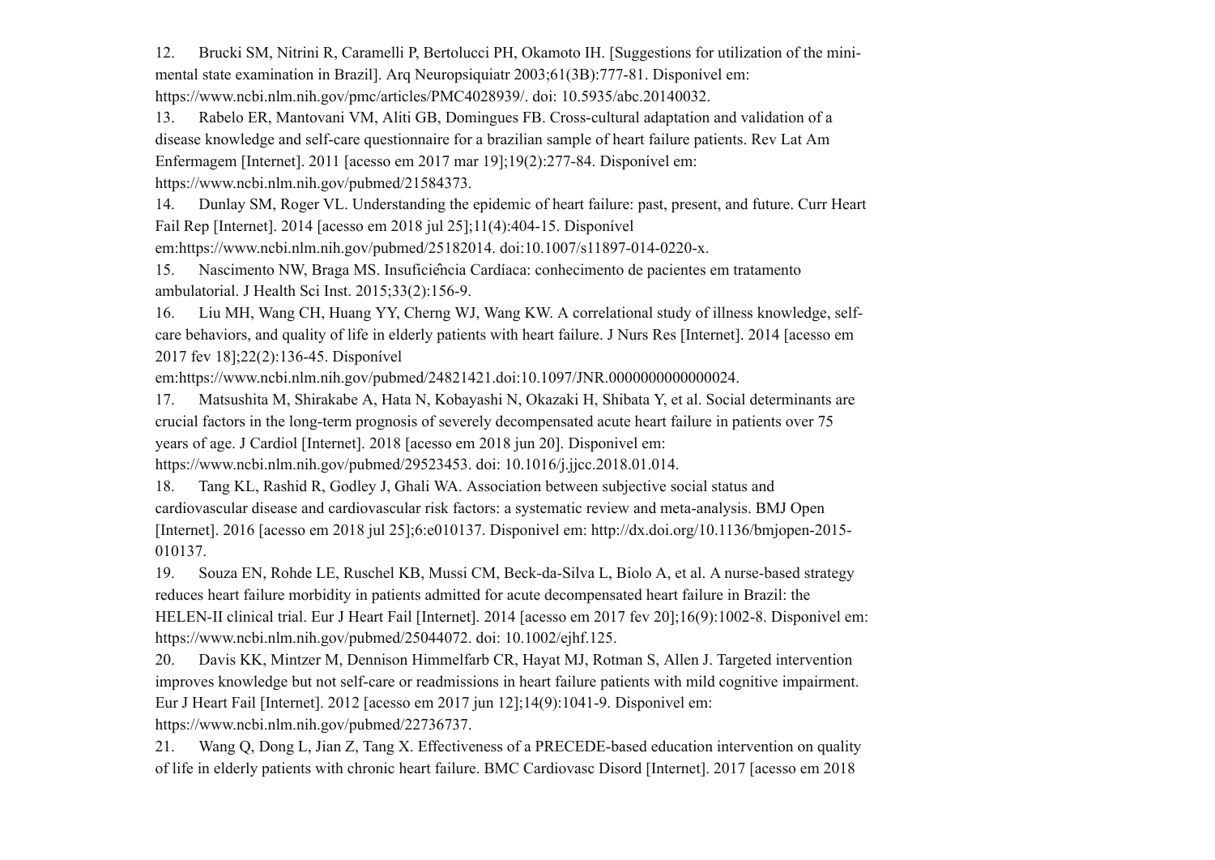12. Brucki SM, Nitrini R, Caramelli P, Bertolucci PH, Okamoto IH. [Suggestions for utilization of the mini-mental state examination in Brazil]. Arq Neuropsiquiatr 2003;61(3B):777-81. Disponível em: https://www.ncbi.nlm.nih.gov/pmc/articles/PMC4028939/. doi: 10.5935/abc.20140032.

13. Rabelo ER, Mantovani VM, Aliti GB, Domingues FB. Cross-cultural adaptation and validation of a disease knowledge and self-care questionnaire for a brazilian sample of heart failure patients. Rev Lat Am Enfermagem [Internet]. 2011 [acesso em 2017 mar 19];19(2):277-84. Disponível em: https://www.ncbi.nlm.nih.gov/pubmed/21584373.

14. Dunlay SM, Roger VL. Understanding the epidemic of heart failure: past, present, and future. Curr Heart Fail Rep [Internet]. 2014 [acesso em 2018 jul 25];11(4):404-15. Disponível em:https://www.ncbi.nlm.nih.gov/pubmed/25182014. doi:10.1007/s11897-014-0220-x.

15. Nascimento NW, Braga MS. Insuficiência Cardíaca: conhecimento de pacientes em tratamento ambulatorial. J Health Sci Inst. 2015;33(2):156-9.

16. Liu MH, Wang CH, Huang YY, Cherng WJ, Wang KW. A correlational study of illness knowledge, self-care behaviors, and quality of life in elderly patients with heart failure. J Nurs Res [Internet]. 2014 [acesso em 2017 fev 18];22(2):136-45. Disponível em:https://www.ncbi.nlm.nih.gov/pubmed/24821421.doi:10.1097/JNR.0000000000000024.

17. Matsushita M, Shirakabe A, Hata N, Kobayashi N, Okazaki H, Shibata Y, et al. Social determinants are crucial factors in the long-term prognosis of severely decompensated acute heart failure in patients over 75 years of age. J Cardiol [Internet]. 2018 [acesso em 2018 jun 20]. Disponivel em: https://www.ncbi.nlm.nih.gov/pubmed/29523453. doi: 10.1016/j.jjcc.2018.01.014.

18. Tang KL, Rashid R, Godley J, Ghali WA. Association between subjective social status and cardiovascular disease and cardiovascular risk factors: a systematic review and meta-analysis. BMJ Open [Internet]. 2016 [acesso em 2018 jul 25];6:e010137. Disponivel em: http://dx.doi.org/10.1136/bmjopen-2015-010137.

19. Souza EN, Rohde LE, Ruschel KB, Mussi CM, Beck-da-Silva L, Biolo A, et al. A nurse-based strategy reduces heart failure morbidity in patients admitted for acute decompensated heart failure in Brazil: the HELEN-II clinical trial. Eur J Heart Fail [Internet]. 2014 [acesso em 2017 fev 20];16(9):1002-8. Disponivel em: https://www.ncbi.nlm.nih.gov/pubmed/25044072. doi: 10.1002/ejhf.125.

20. Davis KK, Mintzer M, Dennison Himmelfarb CR, Hayat MJ, Rotman S, Allen J. Targeted intervention improves knowledge but not self-care or readmissions in heart failure patients with mild cognitive impairment. Eur J Heart Fail [Internet]. 2012 [acesso em 2017 jun 12];14(9):1041-9. Disponivel em: https://www.ncbi.nlm.nih.gov/pubmed/22736737.

21. Wang Q, Dong L, Jian Z, Tang X. Effectiveness of a PRECEDE-based education intervention on quality of life in elderly patients with chronic heart failure. BMC Cardiovasc Disord [Internet]. 2017 [acesso em 2018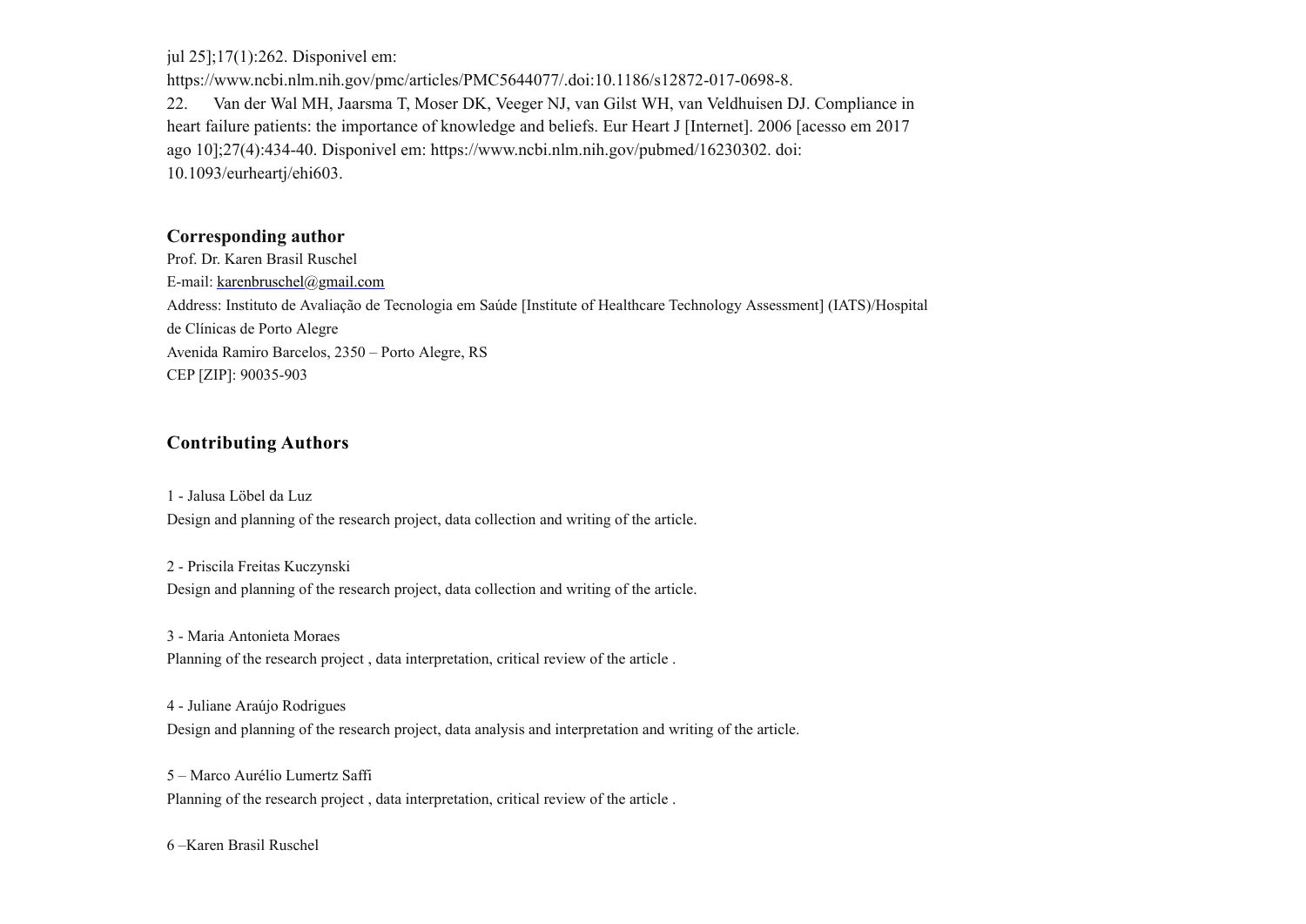jul 25];17(1):262. Disponivel em: https://www.ncbi.nlm.nih.gov/pmc/articles/PMC5644077/.doi:10.1186/s12872-017-0698-8.

22. Van der Wal MH, Jaarsma T, Moser DK, Veeger NJ, van Gilst WH, van Veldhuisen DJ. Compliance in heart failure patients: the importance of knowledge and beliefs. Eur Heart J [Internet]. 2006 [acesso em 2017 ago 10];27(4):434-40. Disponivel em: https://www.ncbi.nlm.nih.gov/pubmed/16230302. doi: 10.1093/eurheartj/ehi603.

## Corresponding author

Prof. Dr. Karen Brasil Ruschel

E-mail: karenbruschel@gmail.com

Address: Instituto de Avaliação de Tecnologia em Saúde [Institute of Healthcare Technology Assessment] (IATS)/Hospital de Clínicas de Porto Alegre

Avenida Ramiro Barcelos, 2350 – Porto Alegre, RS

CEP [ZIP]: 90035-903

## Contributing Authors

1 - Jalusa Löbel da Luz
Design and planning of the research project, data collection and writing of the article.

2 - Priscila Freitas Kuczynski
Design and planning of the research project, data collection and writing of the article.

3 - Maria Antonieta Moraes
Planning of the research project , data interpretation, critical review of the article .

4 - Juliane Araújo Rodrigues
Design and planning of the research project, data analysis and interpretation and writing of the article.

5 – Marco Aurélio Lumertz Saffi
Planning of the research project , data interpretation, critical review of the article .

6 –Karen Brasil Ruschel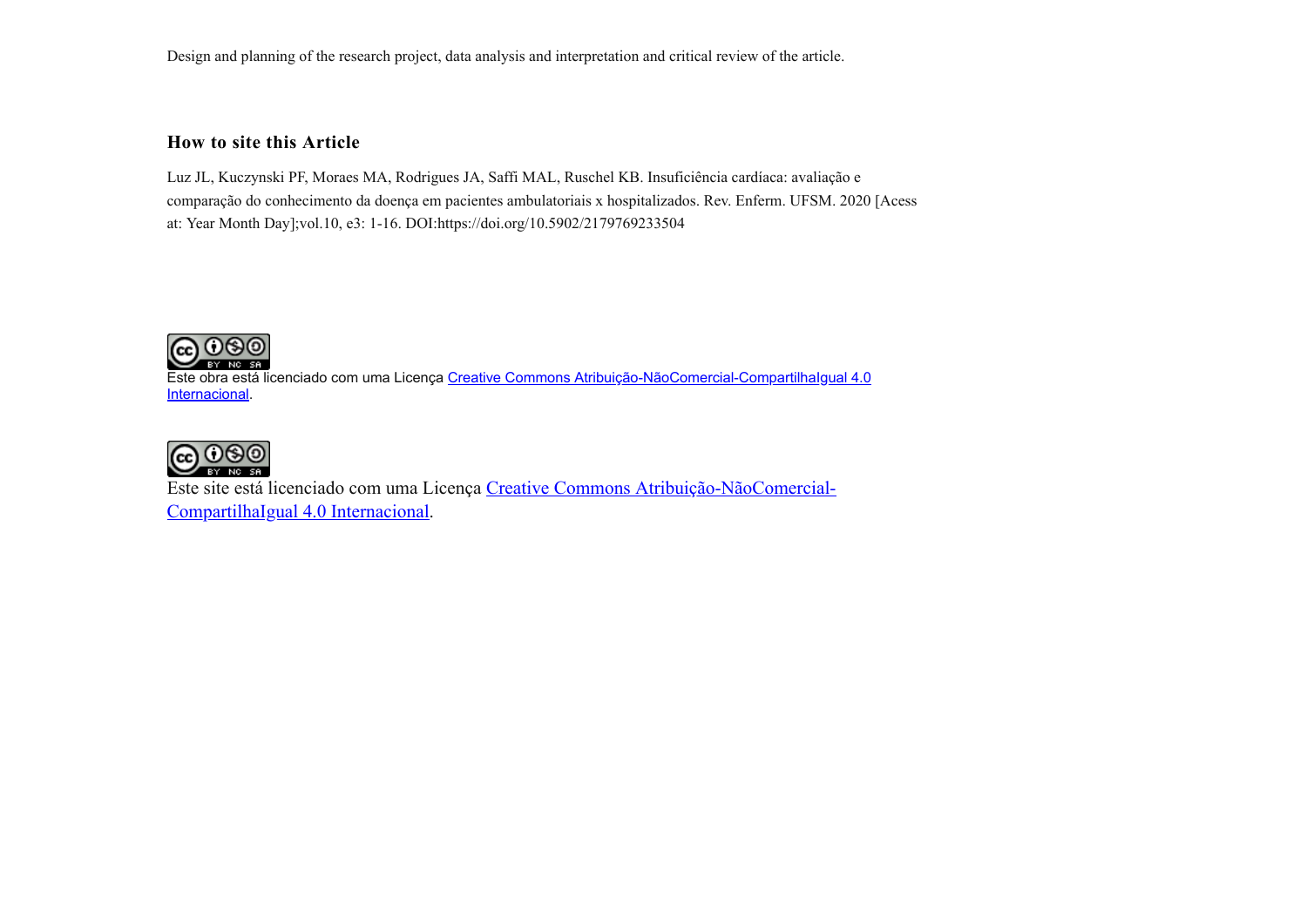Design and planning of the research project, data analysis and interpretation and critical review of the article.

## How to site this Article

Luz JL, Kuczynski PF, Moraes MA, Rodrigues JA, Saffi MAL, Ruschel KB. Insuficiência cardíaca: avaliação e comparação do conhecimento da doença em pacientes ambulatoriais x hospitalizados. Rev. Enferm. UFSM. 2020 [Acess at: Year Month Day];vol.10, e3: 1-16. DOI:https://doi.org/10.5902/2179769233504

Este obra está licenciado com uma Licença [Creative Commons Atribuição-NãoComercial-CompartilhaIgual 4.0 Internacional](https://creativecommons.org/licenses/by-nc-sa/4.0/).

Este site está licenciado com uma Licença [Creative Commons Atribuição-NãoComercial-CompartilhaIgual 4.0 Internacional](https://creativecommons.org/licenses/by-nc-sa/4.0/).